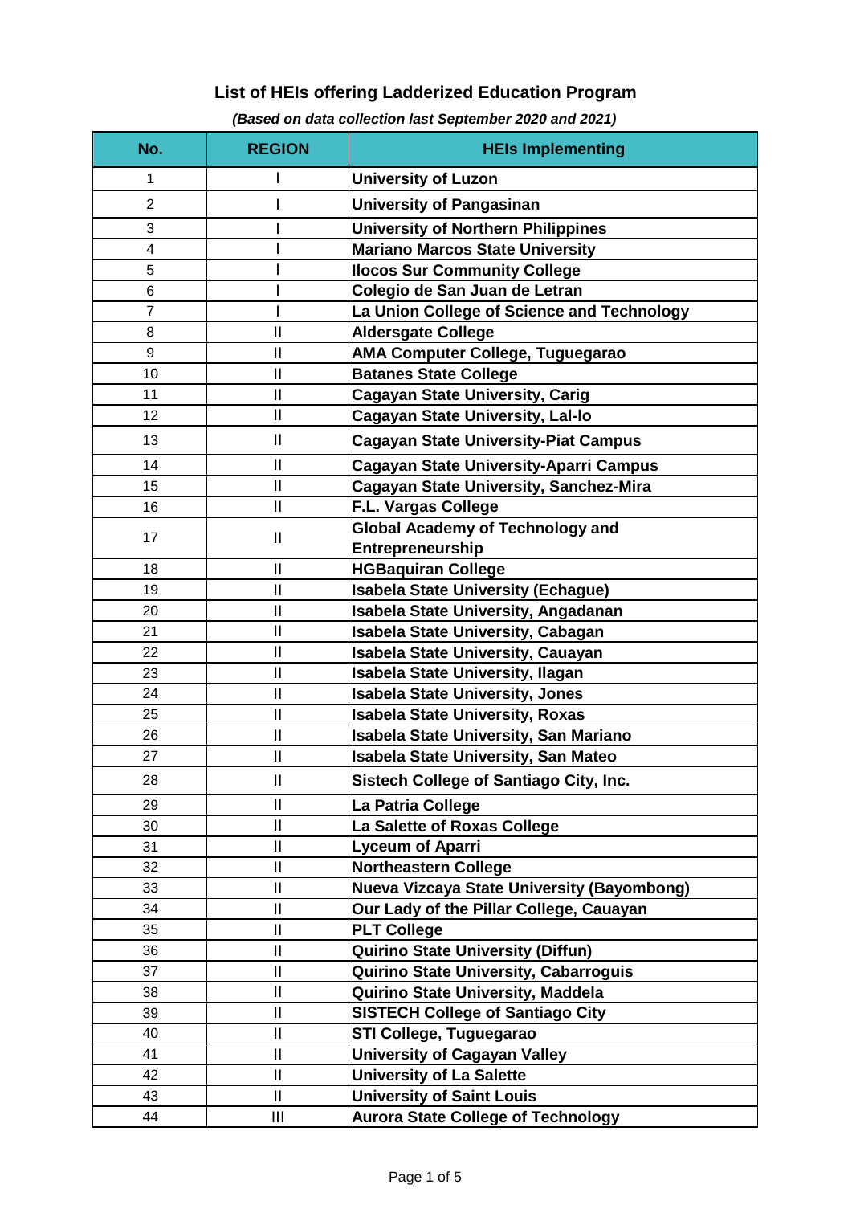# List of HEIs offering Ladderized Education Program

***(Based on data collection last September 2020 and 2021)***

| No. | REGION | HEIs Implementing |
|---|---|---|
| 1 | I | **University of Luzon** |
| 2 | I | **University of Pangasinan** |
| 3 | I | **University of Northern Philippines** |
| 4 | I | **Mariano Marcos State University** |
| 5 | I | **Ilocos Sur Community College** |
| 6 | I | **Colegio de San Juan de Letran** |
| 7 | I | **La Union College of Science and Technology** |
| 8 | II | **Aldersgate College** |
| 9 | II | **AMA Computer College, Tuguegarao** |
| 10 | II | **Batanes State College** |
| 11 | II | **Cagayan State University, Carig** |
| 12 | II | **Cagayan State University, Lal-lo** |
| 13 | II | **Cagayan State University-Piat Campus** |
| 14 | II | **Cagayan State University-Aparri Campus** |
| 15 | II | **Cagayan State University, Sanchez-Mira** |
| 16 | II | **F.L. Vargas College** |
| 17 | II | **Global Academy of Technology and Entrepreneurship** |
| 18 | II | **HGBaquiran College** |
| 19 | II | **Isabela State University (Echague)** |
| 20 | II | **Isabela State University, Angadanan** |
| 21 | II | **Isabela State University, Cabagan** |
| 22 | II | **Isabela State University, Cauayan** |
| 23 | II | **Isabela State University, Ilagan** |
| 24 | II | **Isabela State University, Jones** |
| 25 | II | **Isabela State University, Roxas** |
| 26 | II | **Isabela State University, San Mariano** |
| 27 | II | **Isabela State University, San Mateo** |
| 28 | II | **Sistech College of Santiago City, Inc.** |
| 29 | II | **La Patria College** |
| 30 | II | **La Salette of Roxas College** |
| 31 | II | **Lyceum of Aparri** |
| 32 | II | **Northeastern College** |
| 33 | II | **Nueva Vizcaya State University (Bayombong)** |
| 34 | II | **Our Lady of the Pillar College, Cauayan** |
| 35 | II | **PLT College** |
| 36 | II | **Quirino State University (Diffun)** |
| 37 | II | **Quirino State University, Cabarroguis** |
| 38 | II | **Quirino State University, Maddela** |
| 39 | II | **SISTECH College of Santiago City** |
| 40 | II | **STI College, Tuguegarao** |
| 41 | II | **University of Cagayan Valley** |
| 42 | II | **University of La Salette** |
| 43 | II | **University of Saint Louis** |
| 44 | III | **Aurora State College of Technology** |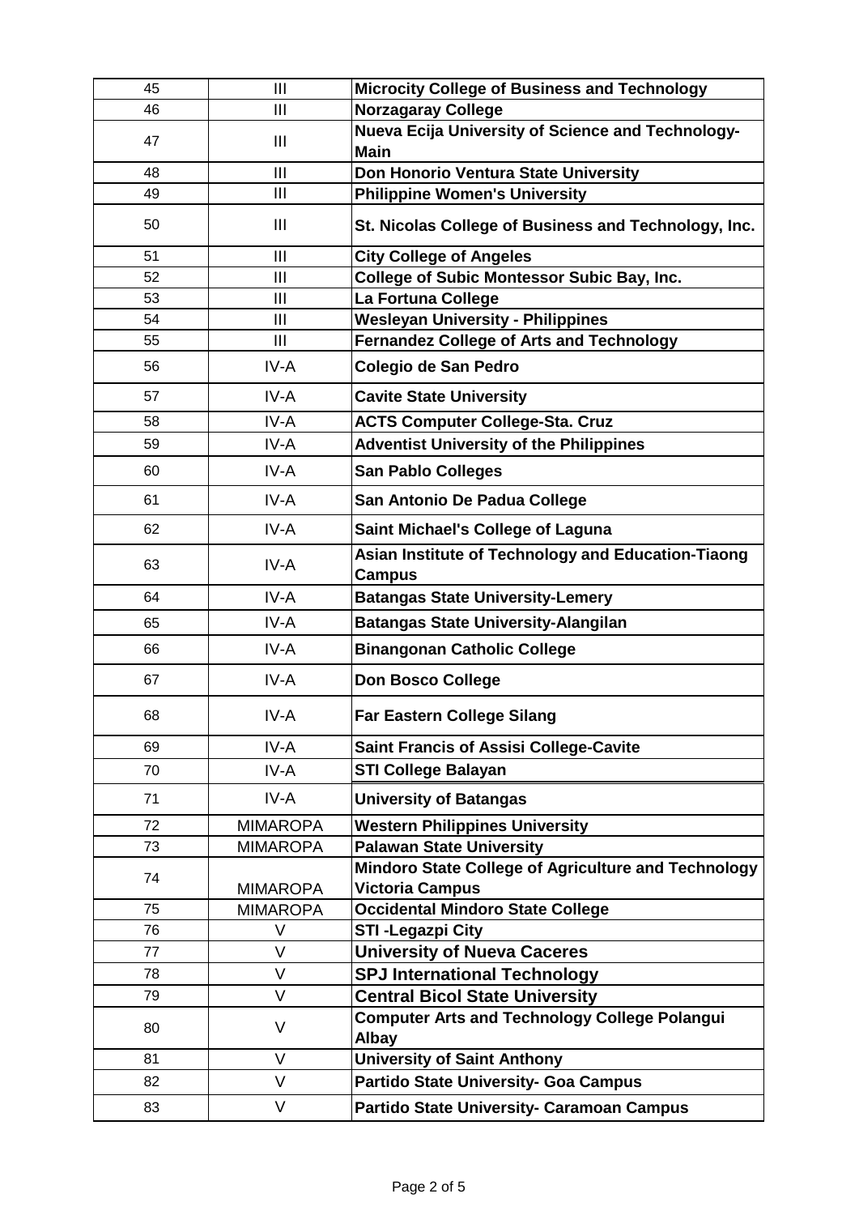| | | |
|---|---|---|
| 45 | III | **Microcity College of Business and Technology** |
| 46 | III | **Norzagaray College** |
| 47 | III | **Nueva Ecija University of Science and Technology-Main** |
| 48 | III | **Don Honorio Ventura State University** |
| 49 | III | **Philippine Women's University** |
| 50 | III | **St. Nicolas College of Business and Technology, Inc.** |
| 51 | III | **City College of Angeles** |
| 52 | III | **College of Subic Montessor Subic Bay, Inc.** |
| 53 | III | **La Fortuna College** |
| 54 | III | **Wesleyan University - Philippines** |
| 55 | III | **Fernandez College of Arts and Technology** |
| 56 | IV-A | **Colegio de San Pedro** |
| 57 | IV-A | **Cavite State University** |
| 58 | IV-A | **ACTS Computer College-Sta. Cruz** |
| 59 | IV-A | **Adventist University of the Philippines** |
| 60 | IV-A | **San Pablo Colleges** |
| 61 | IV-A | **San Antonio De Padua College** |
| 62 | IV-A | **Saint Michael's College of Laguna** |
| 63 | IV-A | **Asian Institute of Technology and Education-Tiaong Campus** |
| 64 | IV-A | **Batangas State University-Lemery** |
| 65 | IV-A | **Batangas State University-Alangilan** |
| 66 | IV-A | **Binangonan Catholic College** |
| 67 | IV-A | **Don Bosco College** |
| 68 | IV-A | **Far Eastern College Silang** |
| 69 | IV-A | **Saint Francis of Assisi College-Cavite** |
| 70 | IV-A | **STI College Balayan** |
| 71 | IV-A | **University of Batangas** |
| 72 | MIMAROPA | **Western Philippines University** |
| 73 | MIMAROPA | **Palawan State University** |
| 74 | MIMAROPA | **Mindoro State College of Agriculture and Technology Victoria Campus** |
| 75 | MIMAROPA | **Occidental Mindoro State College** |
| 76 | V | **STI -Legazpi City** |
| 77 | V | **University of Nueva Caceres** |
| 78 | V | **SPJ International Technology** |
| 79 | V | **Central Bicol State University** |
| 80 | V | **Computer Arts and Technology College Polangui Albay** |
| 81 | V | **University of Saint Anthony** |
| 82 | V | **Partido State University- Goa Campus** |
| 83 | V | **Partido State University- Caramoan Campus** |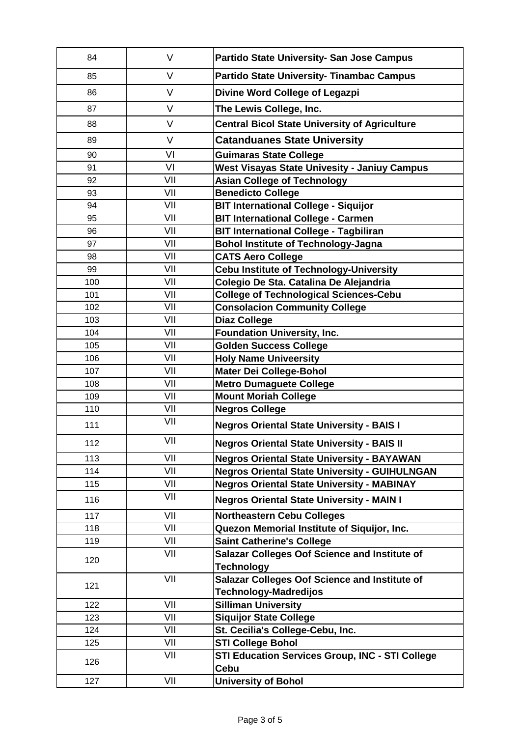| | | |
|---|---|---|
| 84 | V | **Partido State University- San Jose Campus** |
| 85 | V | **Partido State University- Tinambac Campus** |
| 86 | V | **Divine Word College of Legazpi** |
| 87 | V | **The Lewis College, Inc.** |
| 88 | V | **Central Bicol State University of Agriculture** |
| 89 | V | **Catanduanes State University** |
| 90 | VI | **Guimaras State College** |
| 91 | VI | **West Visayas State Univesity - Janiuy Campus** |
| 92 | VII | **Asian College of Technology** |
| 93 | VII | **Benedicto College** |
| 94 | VII | **BIT International College - Siquijor** |
| 95 | VII | **BIT International College - Carmen** |
| 96 | VII | **BIT International College - Tagbiliran** |
| 97 | VII | **Bohol Institute of Technology-Jagna** |
| 98 | VII | **CATS Aero College** |
| 99 | VII | **Cebu Institute of Technology-University** |
| 100 | VII | **Colegio De Sta. Catalina De Alejandria** |
| 101 | VII | **College of Technological Sciences-Cebu** |
| 102 | VII | **Consolacion Community College** |
| 103 | VII | **Diaz College** |
| 104 | VII | **Foundation University, Inc.** |
| 105 | VII | **Golden Success College** |
| 106 | VII | **Holy Name Univeersity** |
| 107 | VII | **Mater Dei College-Bohol** |
| 108 | VII | **Metro Dumaguete College** |
| 109 | VII | **Mount Moriah College** |
| 110 | VII | **Negros College** |
| 111 | VII | **Negros Oriental State University - BAIS I** |
| 112 | VII | **Negros Oriental State University - BAIS II** |
| 113 | VII | **Negros Oriental State University - BAYAWAN** |
| 114 | VII | **Negros Oriental State University - GUIHULNGAN** |
| 115 | VII | **Negros Oriental State University - MABINAY** |
| 116 | VII | **Negros Oriental State University - MAIN I** |
| 117 | VII | **Northeastern Cebu Colleges** |
| 118 | VII | **Quezon Memorial Institute of Siquijor, Inc.** |
| 119 | VII | **Saint Catherine's College** |
| 120 | VII | **Salazar Colleges Oof Science and Institute of Technology** |
| 121 | VII | **Salazar Colleges Oof Science and Institute of Technology-Madredijos** |
| 122 | VII | **Silliman University** |
| 123 | VII | **Siquijor State College** |
| 124 | VII | **St. Cecilia's College-Cebu, Inc.** |
| 125 | VII | **STI College Bohol** |
| 126 | VII | **STI Education Services Group, INC - STI College Cebu** |
| 127 | VII | **University of Bohol** |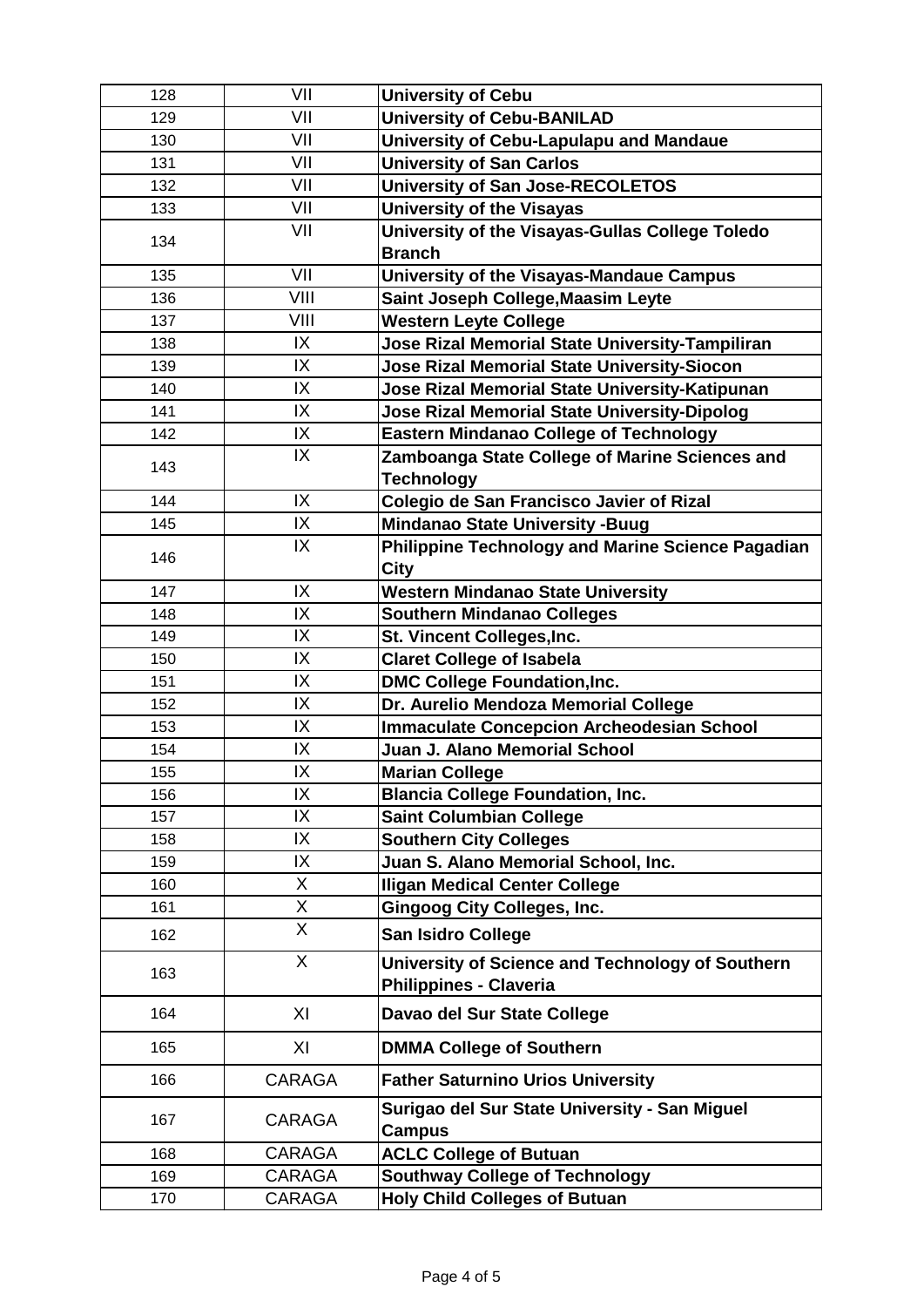| | | |
|---|---|---|
| 128 | VII | **University of Cebu** |
| 129 | VII | **University of Cebu-BANILAD** |
| 130 | VII | **University of Cebu-Lapulapu and Mandaue** |
| 131 | VII | **University of San Carlos** |
| 132 | VII | **University of San Jose-RECOLETOS** |
| 133 | VII | **University of the Visayas** |
| 134 | VII | **University of the Visayas-Gullas College Toledo Branch** |
| 135 | VII | **University of the Visayas-Mandaue Campus** |
| 136 | VIII | **Saint Joseph College,Maasim Leyte** |
| 137 | VIII | **Western Leyte College** |
| 138 | IX | **Jose Rizal Memorial State University-Tampiliran** |
| 139 | IX | **Jose Rizal Memorial State University-Siocon** |
| 140 | IX | **Jose Rizal Memorial State University-Katipunan** |
| 141 | IX | **Jose Rizal Memorial State University-Dipolog** |
| 142 | IX | **Eastern Mindanao College of Technology** |
| 143 | IX | **Zamboanga State College of Marine Sciences and Technology** |
| 144 | IX | **Colegio de San Francisco Javier of Rizal** |
| 145 | IX | **Mindanao State University -Buug** |
| 146 | IX | **Philippine Technology and Marine Science Pagadian City** |
| 147 | IX | **Western Mindanao State University** |
| 148 | IX | **Southern Mindanao Colleges** |
| 149 | IX | **St. Vincent Colleges,Inc.** |
| 150 | IX | **Claret College of Isabela** |
| 151 | IX | **DMC College Foundation,Inc.** |
| 152 | IX | **Dr. Aurelio Mendoza Memorial College** |
| 153 | IX | **Immaculate Concepcion Archeodesian School** |
| 154 | IX | **Juan J. Alano Memorial School** |
| 155 | IX | **Marian College** |
| 156 | IX | **Blancia College Foundation, Inc.** |
| 157 | IX | **Saint Columbian College** |
| 158 | IX | **Southern City Colleges** |
| 159 | IX | **Juan S. Alano Memorial School, Inc.** |
| 160 | X | **Iligan Medical Center College** |
| 161 | X | **Gingoog City Colleges, Inc.** |
| 162 | X | **San Isidro College** |
| 163 | X | **University of Science and Technology of Southern Philippines - Claveria** |
| 164 | XI | **Davao del Sur State College** |
| 165 | XI | **DMMA College of Southern** |
| 166 | CARAGA | **Father Saturnino Urios University** |
| 167 | CARAGA | **Surigao del Sur State University - San Miguel Campus** |
| 168 | CARAGA | **ACLC College of Butuan** |
| 169 | CARAGA | **Southway College of Technology** |
| 170 | CARAGA | **Holy Child Colleges of Butuan** |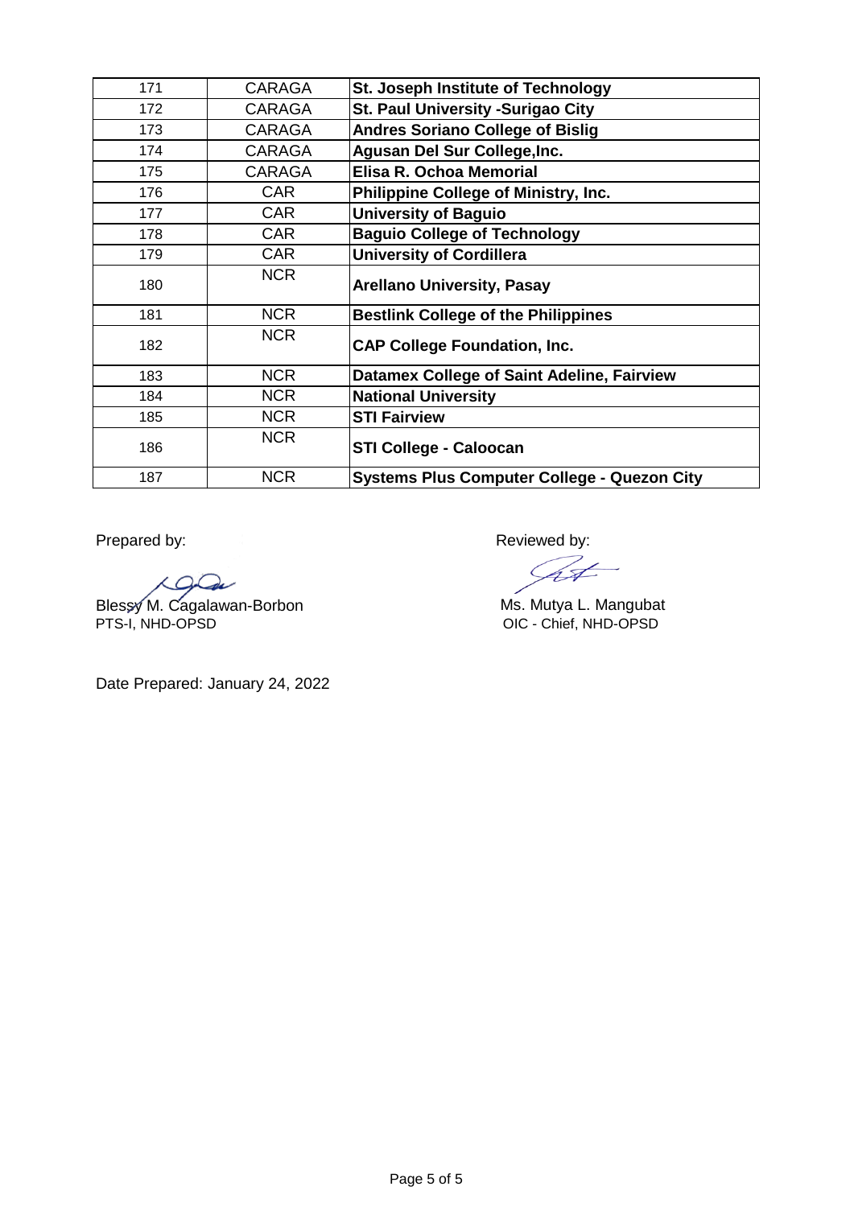| | | |
|---|---|---|
| 171 | CARAGA | **St. Joseph Institute of Technology** |
| 172 | CARAGA | **St. Paul University -Surigao City** |
| 173 | CARAGA | **Andres Soriano College of Bislig** |
| 174 | CARAGA | **Agusan Del Sur College,Inc.** |
| 175 | CARAGA | **Elisa R. Ochoa Memorial** |
| 176 | CAR | **Philippine College of Ministry, Inc.** |
| 177 | CAR | **University of Baguio** |
| 178 | CAR | **Baguio College of Technology** |
| 179 | CAR | **University of Cordillera** |
| 180 | NCR | **Arellano University, Pasay** |
| 181 | NCR | **Bestlink College of the Philippines** |
| 182 | NCR | **CAP College Foundation, Inc.** |
| 183 | NCR | **Datamex College of Saint Adeline, Fairview** |
| 184 | NCR | **National University** |
| 185 | NCR | **STI Fairview** |
| 186 | NCR | **STI College - Caloocan** |
| 187 | NCR | **Systems Plus Computer College - Quezon City** |

Prepared by:

Blessy M. Cagalawan-Borbon
PTS-I, NHD-OPSD

Reviewed by:

Ms. Mutya L. Mangubat
OIC - Chief, NHD-OPSD

Date Prepared: January 24, 2022